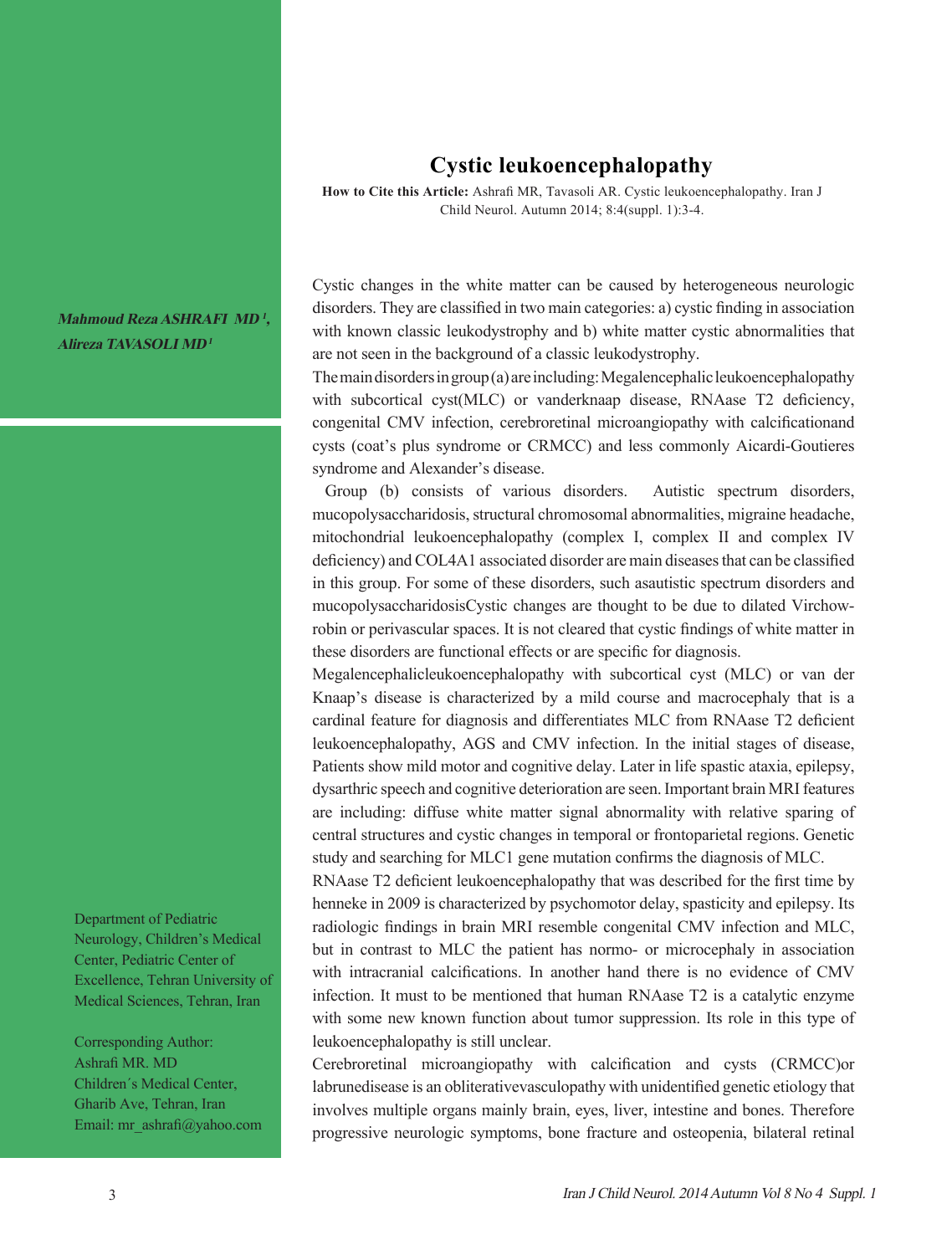# Cystic leukoencephalopathy

**How to Cite this Article:** Ashrafi MR, Tavasoli AR. Cystic leukoencephalopathy. Iran J Child Neurol. Autumn 2014; 8:4(suppl. 1):3-4.

***Mahmoud Reza ASHRAFI MD[1], Alireza TAVASOLI MD[1]***

Department of Pediatric Neurology, Children's Medical Center, Pediatric Center of Excellence, Tehran University of Medical Sciences, Tehran, Iran

Corresponding Author:
Ashrafi MR. MD
Children´s Medical Center, Gharib Ave, Tehran, Iran
Email: mr_ashrafi@yahoo.com

Cystic changes in the white matter can be caused by heterogeneous neurologic disorders. They are classified in two main categories: a) cystic finding in association with known classic leukodystrophy and b) white matter cystic abnormalities that are not seen in the background of a classic leukodystrophy.

The main disorders in group (a) are including: Megalencephalic leukoencephalopathy with subcortical cyst(MLC) or vanderknaap disease, RNAase T2 deficiency, congenital CMV infection, cerebroretinal microangiopathy with calcificationand cysts (coat's plus syndrome or CRMCC) and less commonly Aicardi-Goutieres syndrome and Alexander's disease.

Group (b) consists of various disorders. Autistic spectrum disorders, mucopolysaccharidosis, structural chromosomal abnormalities, migraine headache, mitochondrial leukoencephalopathy (complex I, complex II and complex IV deficiency) and COL4A1 associated disorder are main diseases that can be classified in this group. For some of these disorders, such asautistic spectrum disorders and mucopolysaccharidosisCystic changes are thought to be due to dilated Virchow-robin or perivascular spaces. It is not cleared that cystic findings of white matter in these disorders are functional effects or are specific for diagnosis.

Megalencephalicleukoencephalopathy with subcortical cyst (MLC) or van der Knaap's disease is characterized by a mild course and macrocephaly that is a cardinal feature for diagnosis and differentiates MLC from RNAase T2 deficient leukoencephalopathy, AGS and CMV infection. In the initial stages of disease, Patients show mild motor and cognitive delay. Later in life spastic ataxia, epilepsy, dysarthric speech and cognitive deterioration are seen. Important brain MRI features are including: diffuse white matter signal abnormality with relative sparing of central structures and cystic changes in temporal or frontoparietal regions. Genetic study and searching for MLC1 gene mutation confirms the diagnosis of MLC.

RNAase T2 deficient leukoencephalopathy that was described for the first time by henneke in 2009 is characterized by psychomotor delay, spasticity and epilepsy. Its radiologic findings in brain MRI resemble congenital CMV infection and MLC, but in contrast to MLC the patient has normo- or microcephaly in association with intracranial calcifications. In another hand there is no evidence of CMV infection. It must to be mentioned that human RNAase T2 is a catalytic enzyme with some new known function about tumor suppression. Its role in this type of leukoencephalopathy is still unclear.

Cerebroretinal microangiopathy with calcification and cysts (CRMCC)or labrunedisease is an obliterativevasculopathy with unidentified genetic etiology that involves multiple organs mainly brain, eyes, liver, intestine and bones. Therefore progressive neurologic symptoms, bone fracture and osteopenia, bilateral retinal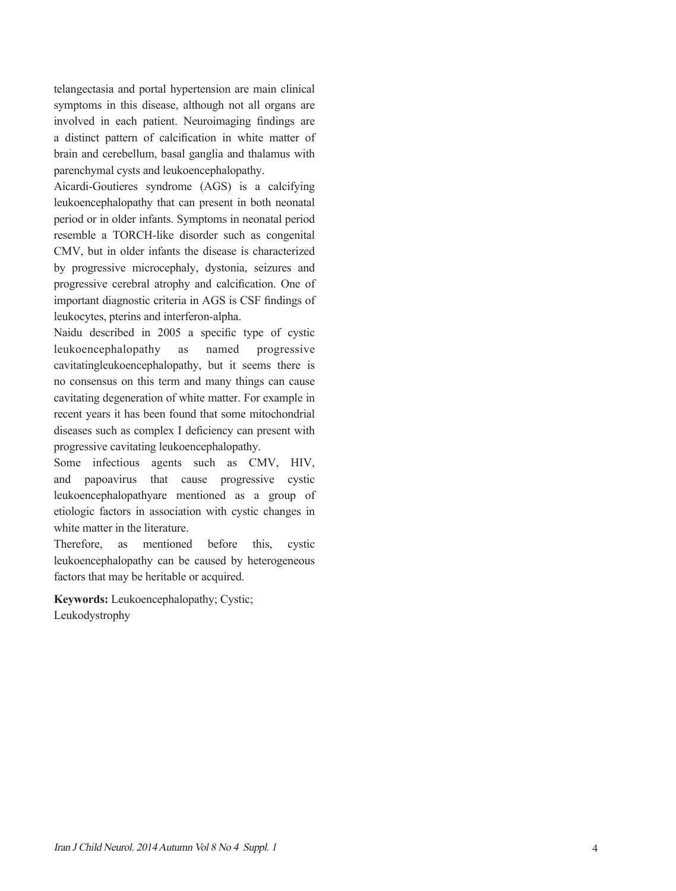telangectasia and portal hypertension are main clinical symptoms in this disease, although not all organs are involved in each patient. Neuroimaging findings are a distinct pattern of calcification in white matter of brain and cerebellum, basal ganglia and thalamus with parenchymal cysts and leukoencephalopathy.

Aicardi-Goutieres syndrome (AGS) is a calcifying leukoencephalopathy that can present in both neonatal period or in older infants. Symptoms in neonatal period resemble a TORCH-like disorder such as congenital CMV, but in older infants the disease is characterized by progressive microcephaly, dystonia, seizures and progressive cerebral atrophy and calcification. One of important diagnostic criteria in AGS is CSF findings of leukocytes, pterins and interferon-alpha.

Naidu described in 2005 a specific type of cystic leukoencephalopathy as named progressive cavitatingleukoencephalopathy, but it seems there is no consensus on this term and many things can cause cavitating degeneration of white matter. For example in recent years it has been found that some mitochondrial diseases such as complex I deficiency can present with progressive cavitating leukoencephalopathy.

Some infectious agents such as CMV, HIV, and papoavirus that cause progressive cystic leukoencephalopathyare mentioned as a group of etiologic factors in association with cystic changes in white matter in the literature.

Therefore, as mentioned before this, cystic leukoencephalopathy can be caused by heterogeneous factors that may be heritable or acquired.

**Keywords:** Leukoencephalopathy; Cystic; Leukodystrophy